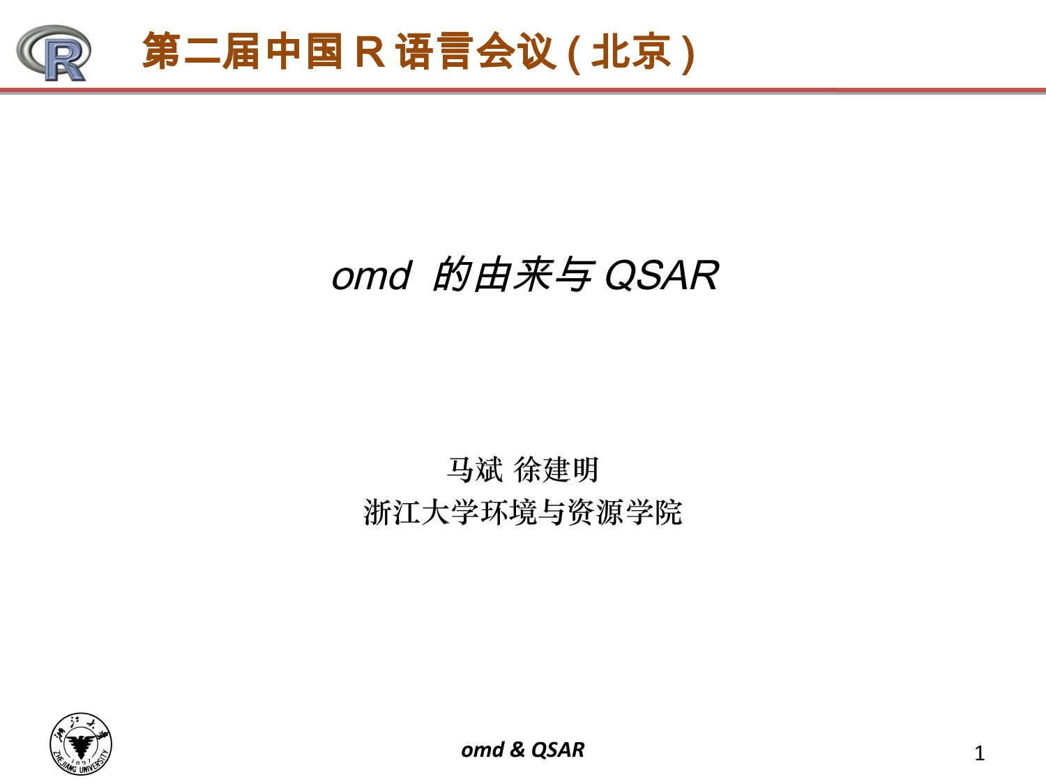# *omd 的由来与 QSAR*

马斌 徐建明

浙江大学环境与资源学院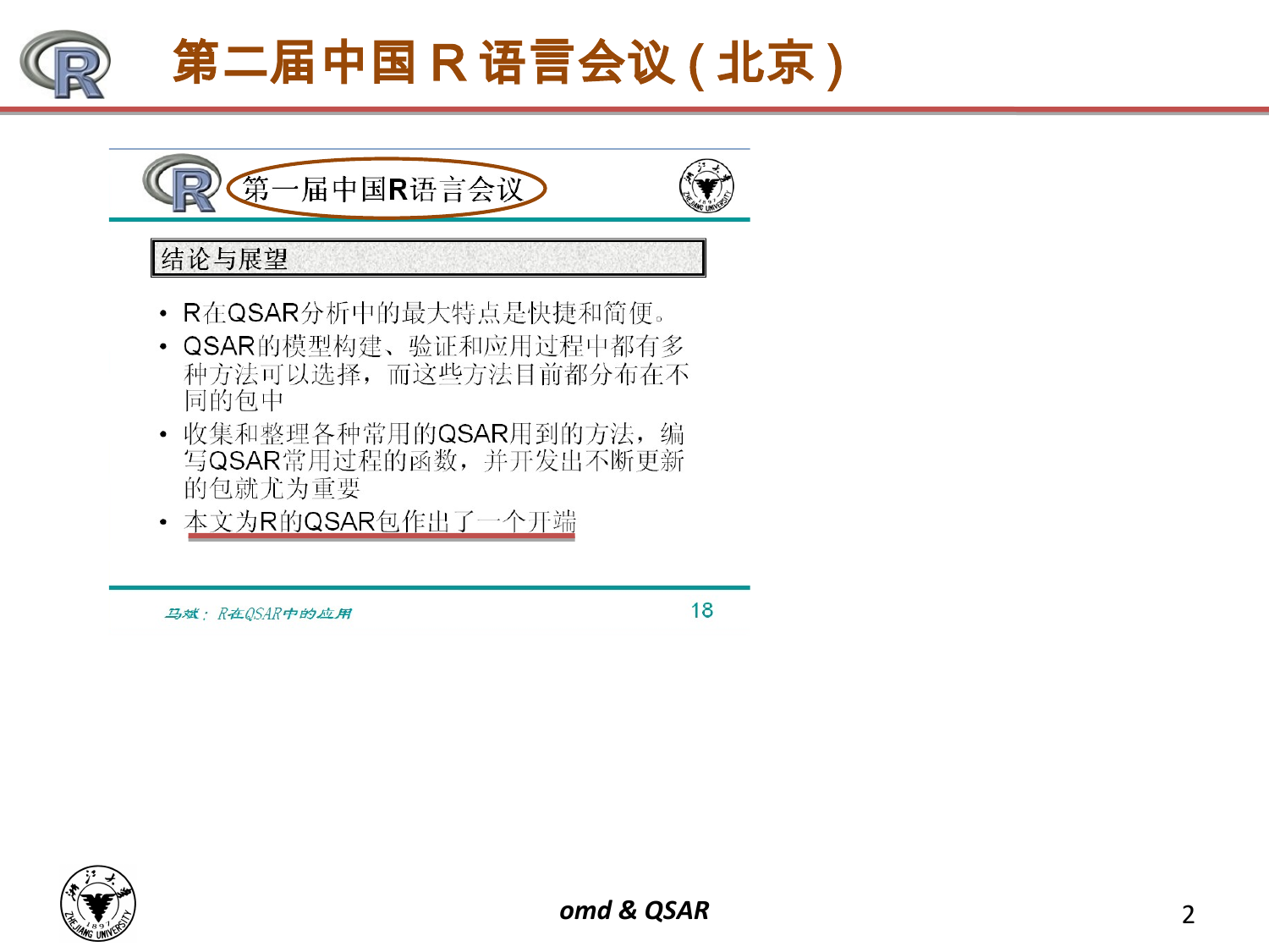# 第二届中国 R 语言会议（北京）

## 第一届中国R语言会议

### 结论与展望

- R在QSAR分析中的最大特点是快捷和简便。
- QSAR的模型构建、验证和应用过程中都有多种方法可以选择，而这些方法目前都分布在不同的包中
- 收集和整理各种常用的QSAR用到的方法，编写QSAR常用过程的函数，并开发出不断更新的包就尤为重要
- 本文为R的QSAR包作出了一个开端

马斌：R在QSAR中的应用　　18

*omd & QSAR*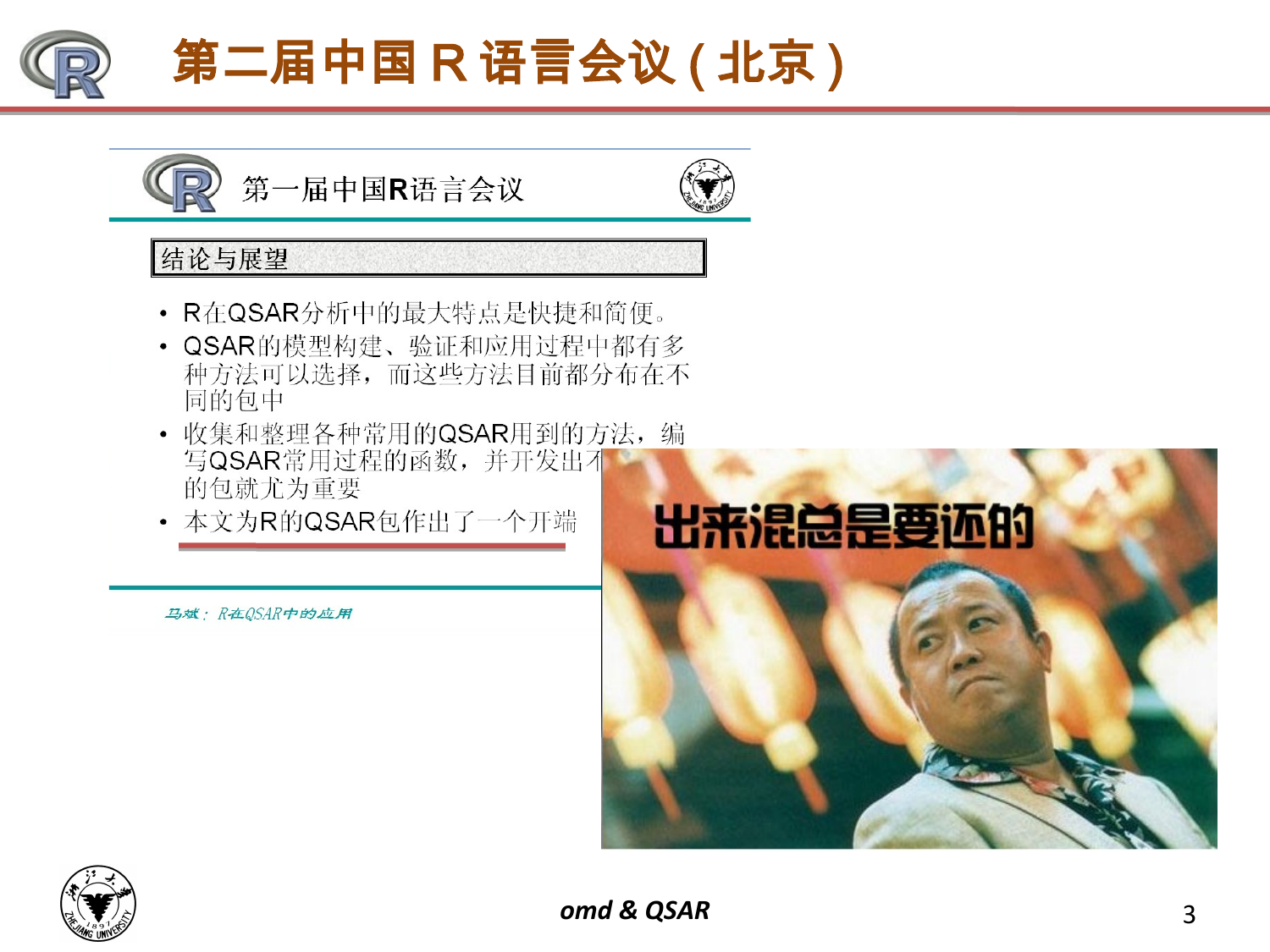# 第二届中国 R 语言会议 ( 北京 )

第一届中国R语言会议

**结论与展望**

- R在QSAR分析中的最大特点是快捷和简便。
- QSAR的模型构建、验证和应用过程中都有多种方法可以选择，而这些方法目前都分布在不同的包中
- 收集和整理各种常用的QSAR用到的方法，编写QSAR常用过程的函数，并开发出不的包就尤为重要
- 本文为R的QSAR包作出了一个开端

*马斌： R在QSAR中的应用*

出来混总是要还的

*omd & QSAR*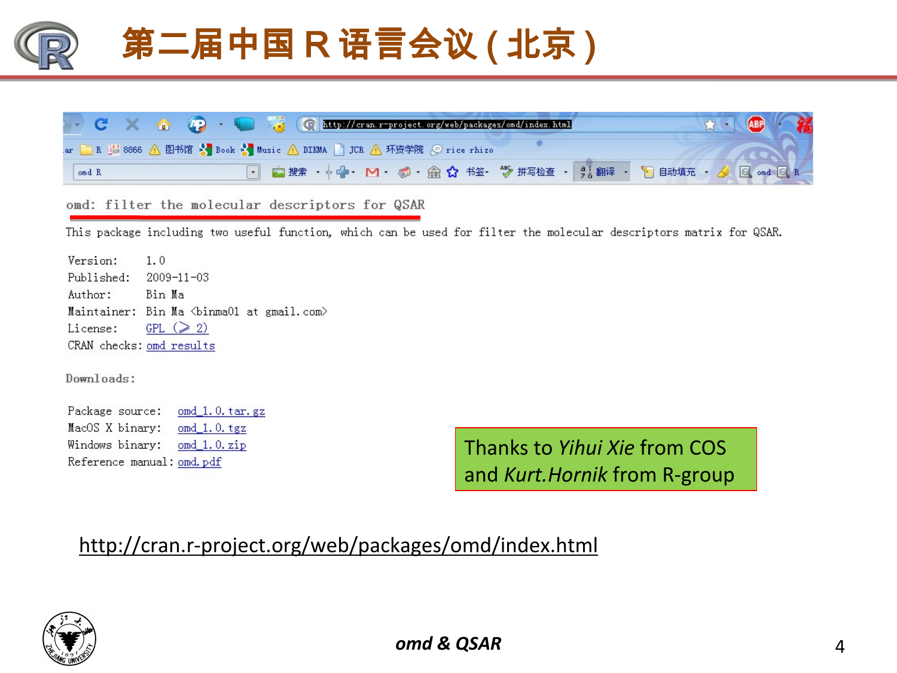# 第二届中国 R 语言会议 ( 北京 )

http://cran.r-project.org/web/packages/omd/index.html

## omd: filter the molecular descriptors for QSAR

This package including two useful function, which can be used for filter the molecular descriptors matrix for QSAR.

| | |
|---|---|
| Version: | 1.0 |
| Published: | 2009-11-03 |
| Author: | Bin Ma |
| Maintainer: | Bin Ma <binma01 at gmail.com> |
| License: | GPL (≥ 2) |
| CRAN checks: | omd results |

Downloads:

| | |
|---|---|
| Package source: | omd_1.0.tar.gz |
| MacOS X binary: | omd_1.0.tgz |
| Windows binary: | omd_1.0.zip |
| Reference manual: | omd.pdf |

Thanks to *Yihui Xie* from COS and *Kurt.Hornik* from R-group

http://cran.r-project.org/web/packages/omd/index.html

***omd & QSAR***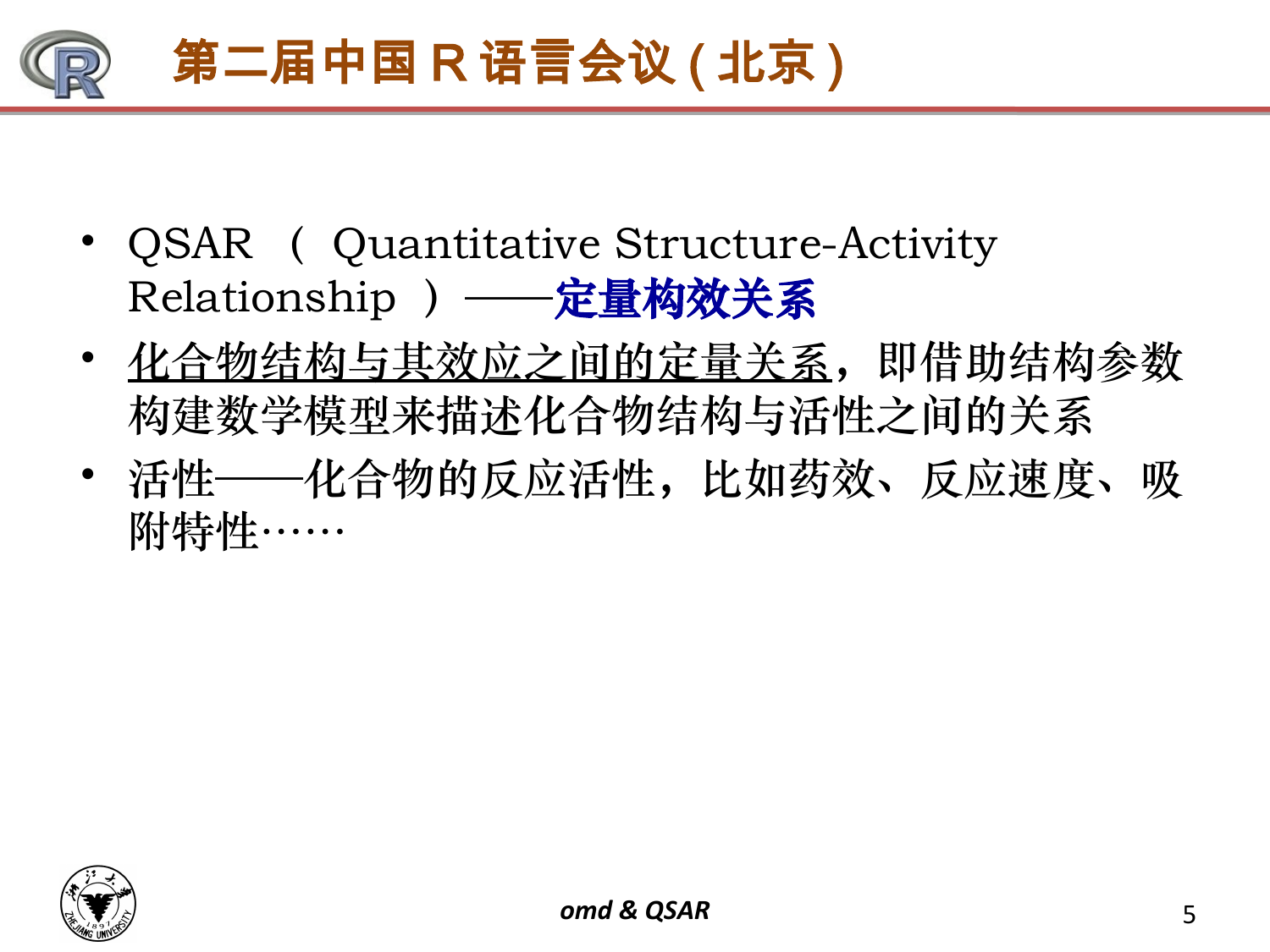- QSAR （ Quantitative Structure-Activity Relationship ）——**定量构效关系**
- 化合物结构与其效应之间的定量关系，即借助结构参数构建数学模型来描述化合物结构与活性之间的关系
- 活性——化合物的反应活性，比如药效、反应速度、吸附特性……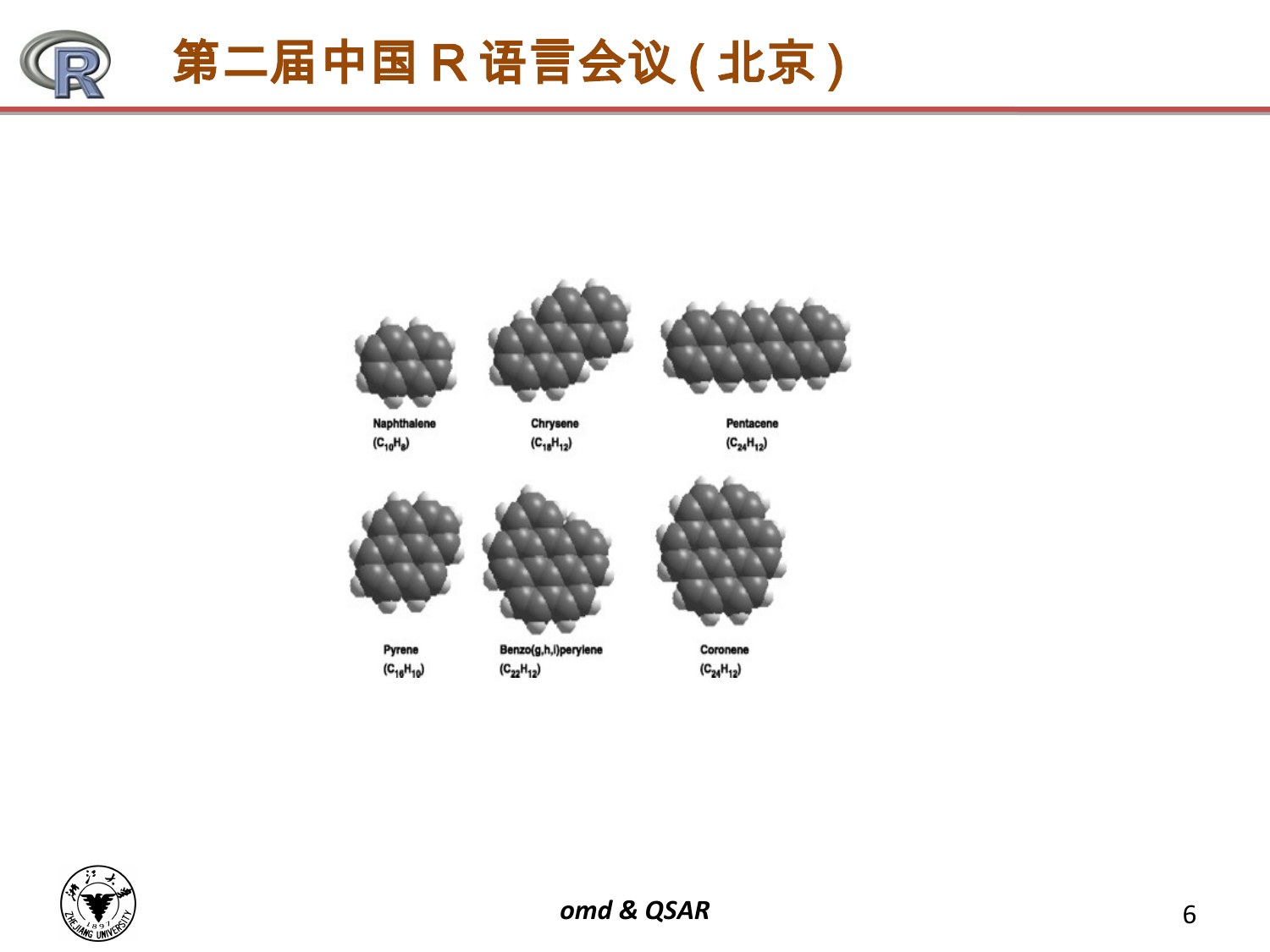Naphthalene ($C_{10}H_8$)

Chrysene ($C_{18}H_{12}$)

Pentacene ($C_{24}H_{12}$)

Pyrene ($C_{16}H_{10}$)

Benzo(g,h,i)perylene ($C_{22}H_{12}$)

Coronene ($C_{24}H_{12}$)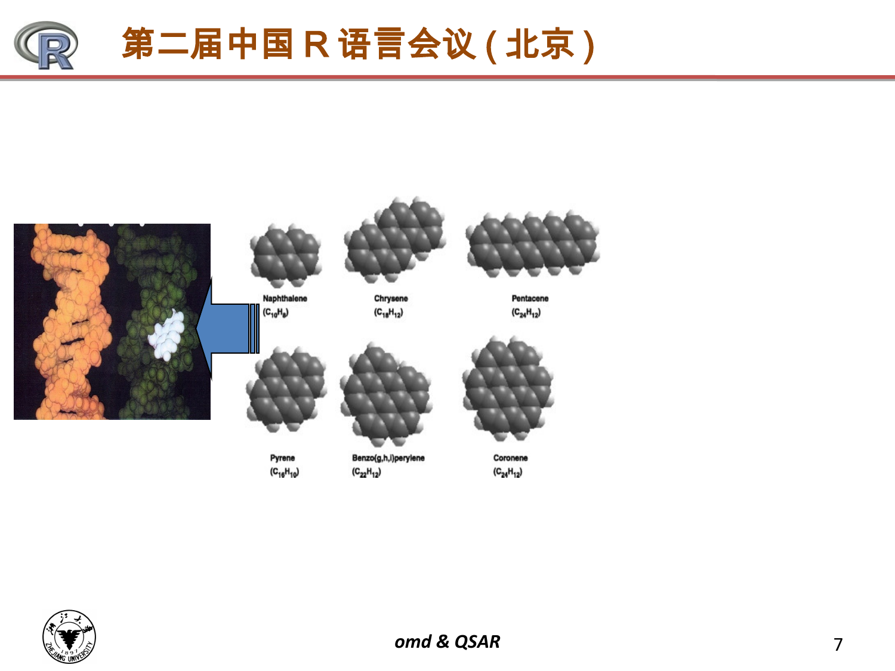Naphthalene ($C_{10}H_8$)

Chrysene ($C_{18}H_{12}$)

Pentacene ($C_{24}H_{12}$)

Pyrene ($C_{16}H_{10}$)

Benzo(g,h,i)perylene ($C_{22}H_{12}$)

Coronene ($C_{24}H_{12}$)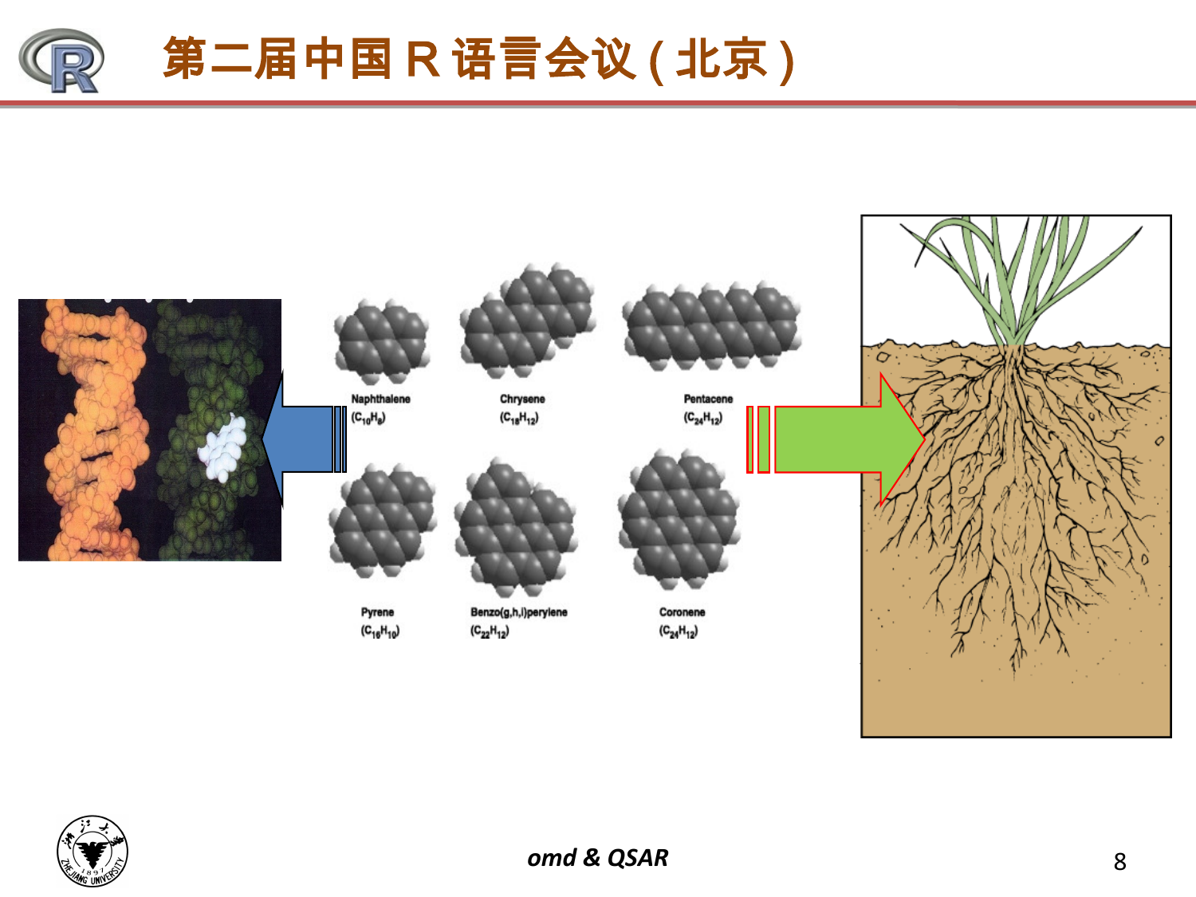Naphthalene ($C_{10}H_8$)

Chrysene ($C_{18}H_{12}$)

Pentacene ($C_{24}H_{12}$)

Pyrene ($C_{16}H_{10}$)

Benzo(g,h,i)perylene ($C_{22}H_{12}$)

Coronene ($C_{24}H_{12}$)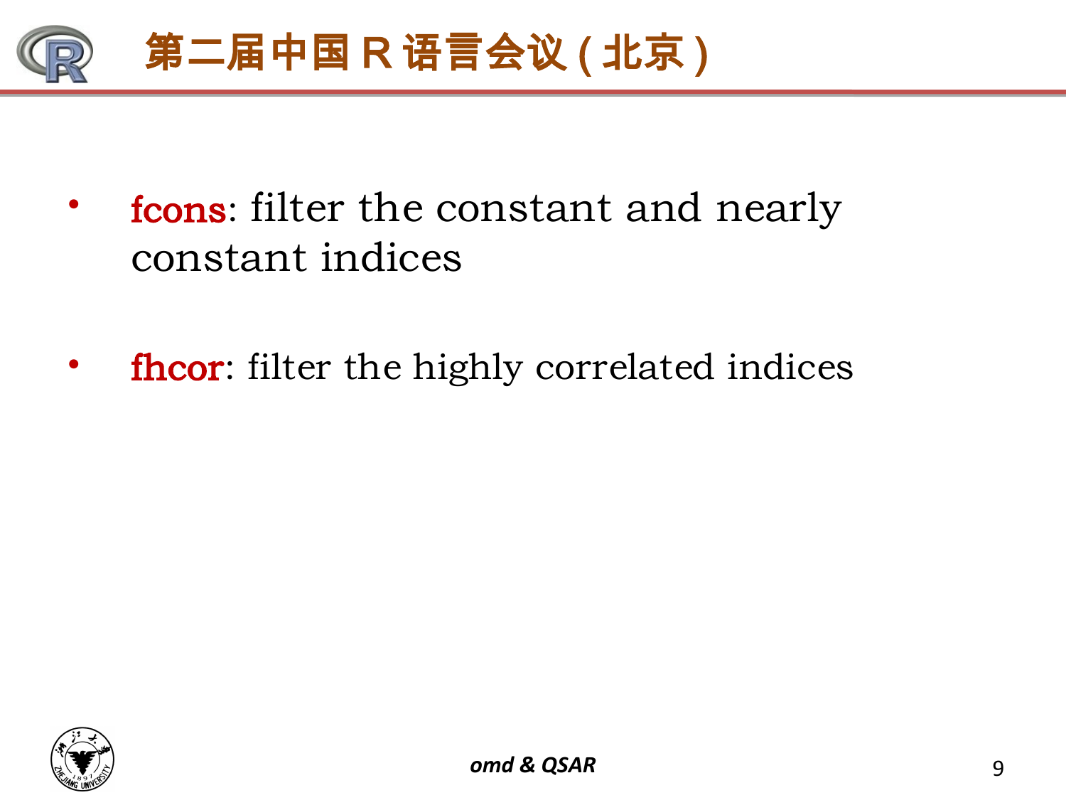- **fcons**: filter the constant and nearly constant indices

- **fhcor**: filter the highly correlated indices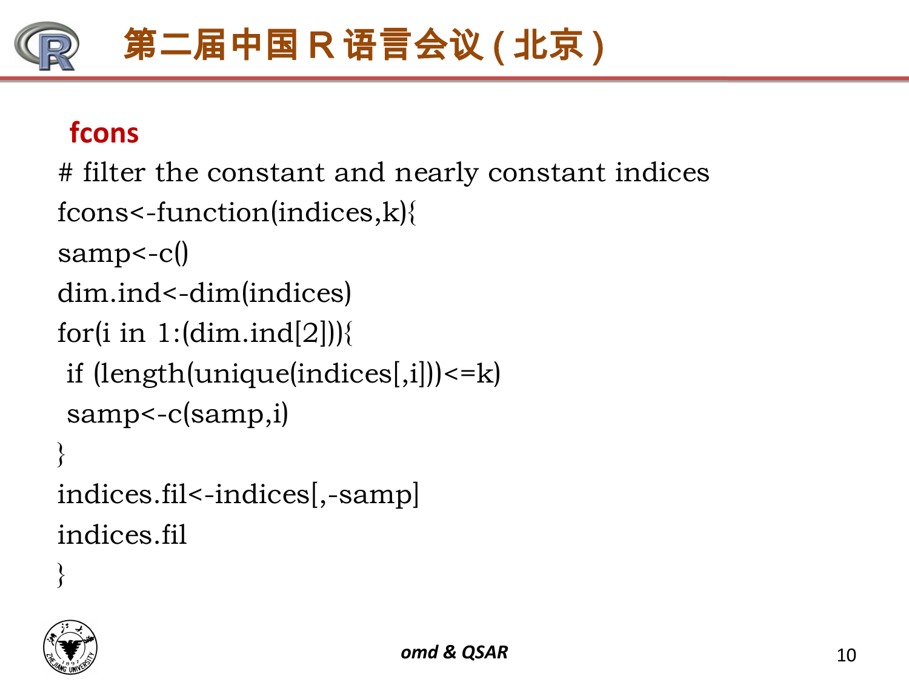## fcons

```
# filter the constant and nearly constant indices
fcons<-function(indices,k){
samp<-c()
dim.ind<-dim(indices)
for(i in 1:(dim.ind[2])){
 if (length(unique(indices[,i]))<=k)
 samp<-c(samp,i)
}
indices.fil<-indices[,-samp]
indices.fil
}
```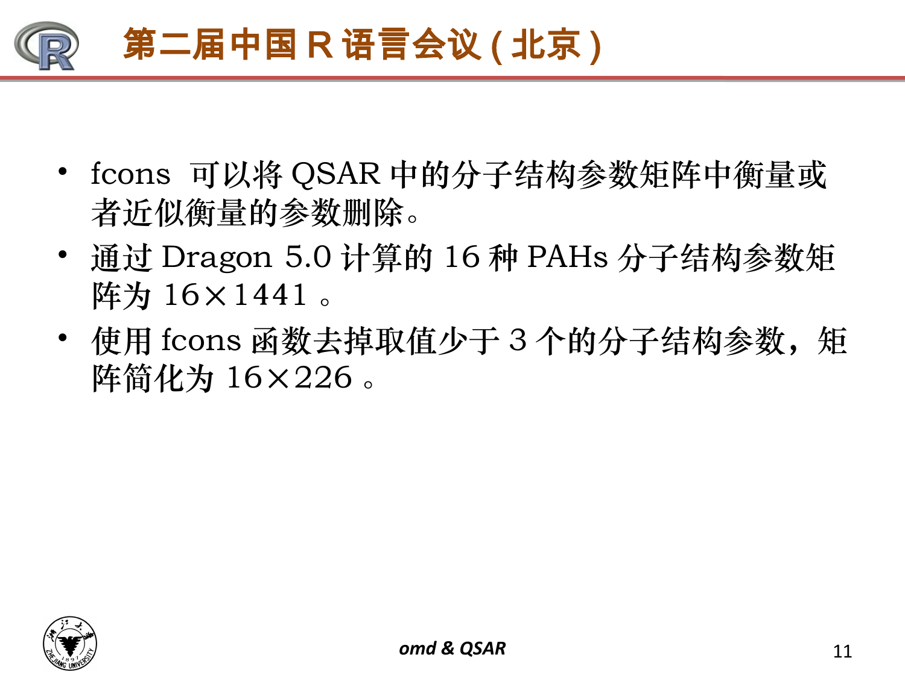- fcons 可以将 QSAR 中的分子结构参数矩阵中衡量或者近似衡量的参数删除。
- 通过 Dragon 5.0 计算的 16 种 PAHs 分子结构参数矩阵为 16×1441 。
- 使用 fcons 函数去掉取值少于 3 个的分子结构参数，矩阵简化为 16×226 。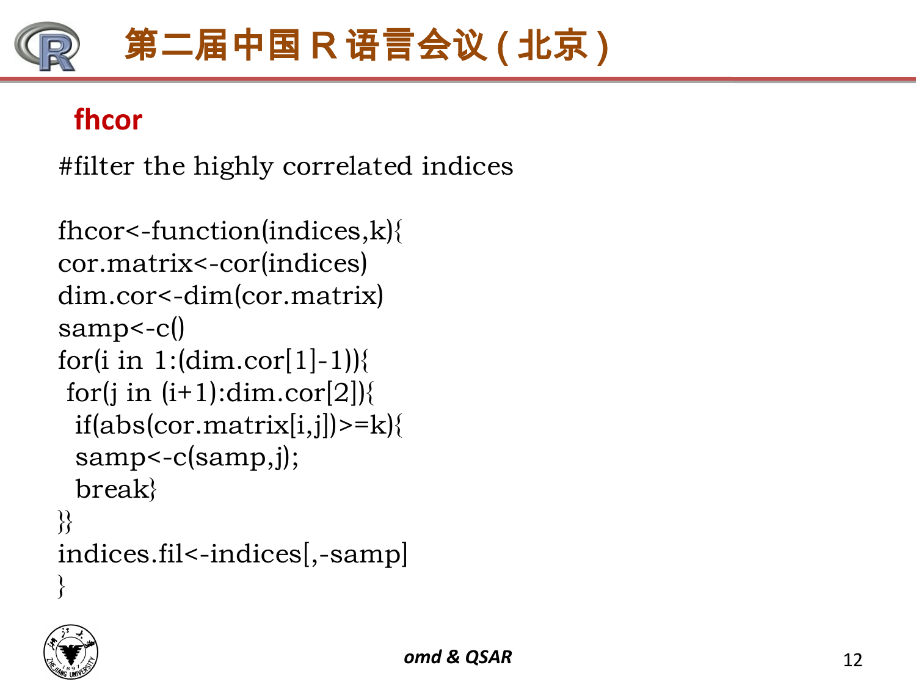## fhcor

```
#filter the highly correlated indices

fhcor<-function(indices,k){
cor.matrix<-cor(indices)
dim.cor<-dim(cor.matrix)
samp<-c()
for(i in 1:(dim.cor[1]-1)){
 for(j in (i+1):dim.cor[2]){
  if(abs(cor.matrix[i,j])>=k){
  samp<-c(samp,j);
  break}
}}
indices.fil<-indices[,-samp]
}
```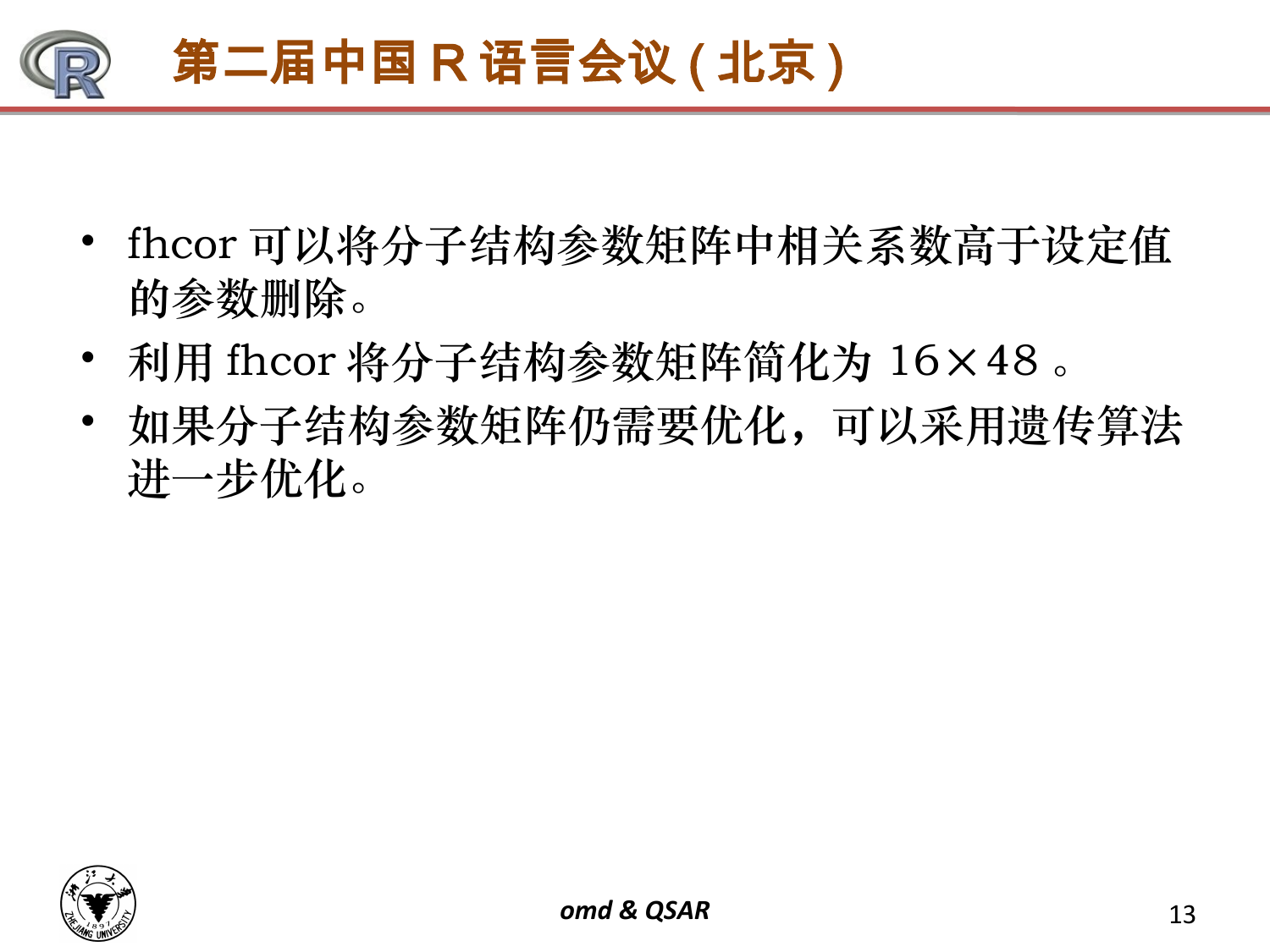- fhcor 可以将分子结构参数矩阵中相关系数高于设定值的参数删除。
- 利用 fhcor 将分子结构参数矩阵简化为 16×48 。
- 如果分子结构参数矩阵仍需要优化，可以采用遗传算法进一步优化。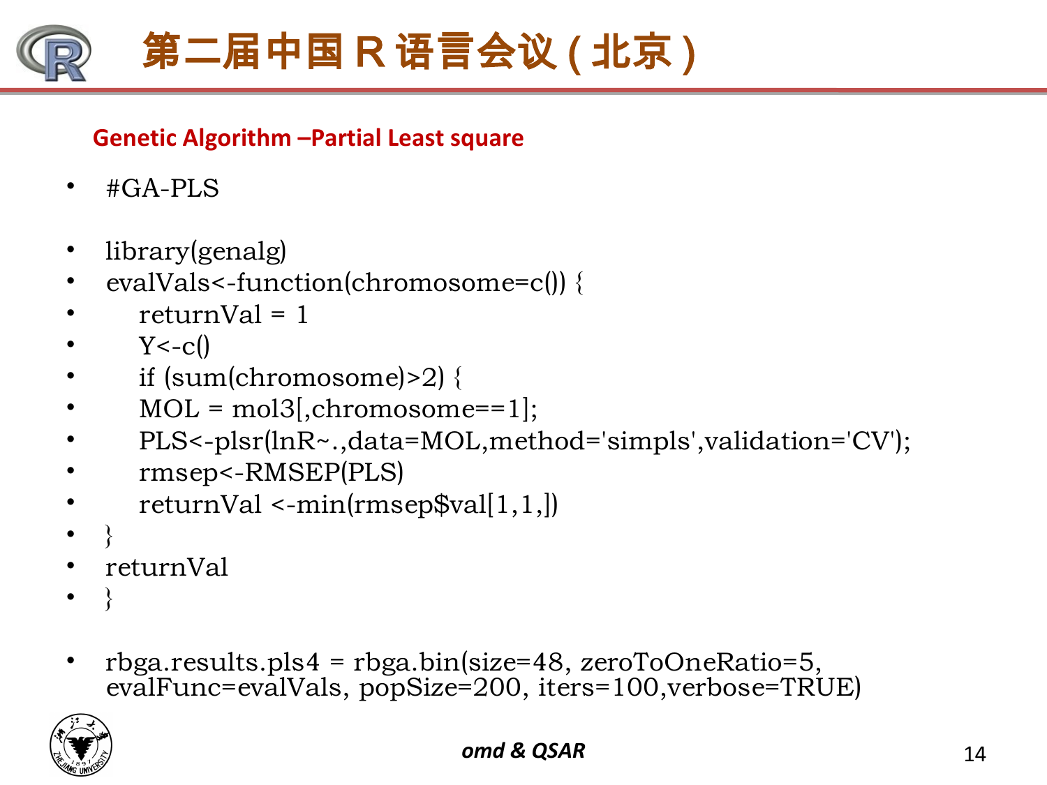## Genetic Algorithm –Partial Least square

```
#GA-PLS

library(genalg)
evalVals<-function(chromosome=c()) {
    returnVal = 1
    Y<-c()
    if (sum(chromosome)>2) {
    MOL = mol3[,chromosome==1];
    PLS<-plsr(lnR~.,data=MOL,method='simpls',validation='CV');
    rmsep<-RMSEP(PLS)
    returnVal <-min(rmsep$val[1,1,])
}
returnVal
}

rbga.results.pls4 = rbga.bin(size=48, zeroToOneRatio=5,
evalFunc=evalVals, popSize=200, iters=100,verbose=TRUE)
```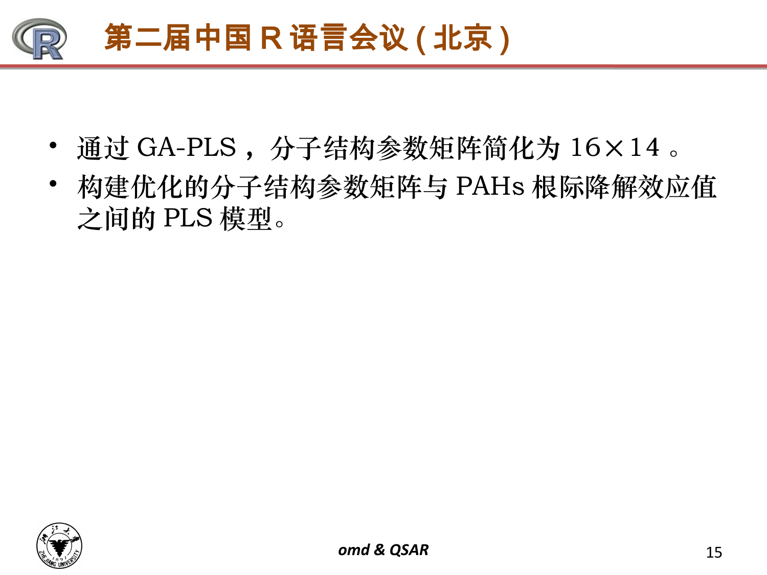- 通过 GA-PLS，分子结构参数矩阵简化为 16×14 。
- 构建优化的分子结构参数矩阵与 PAHs 根际降解效应值之间的 PLS 模型。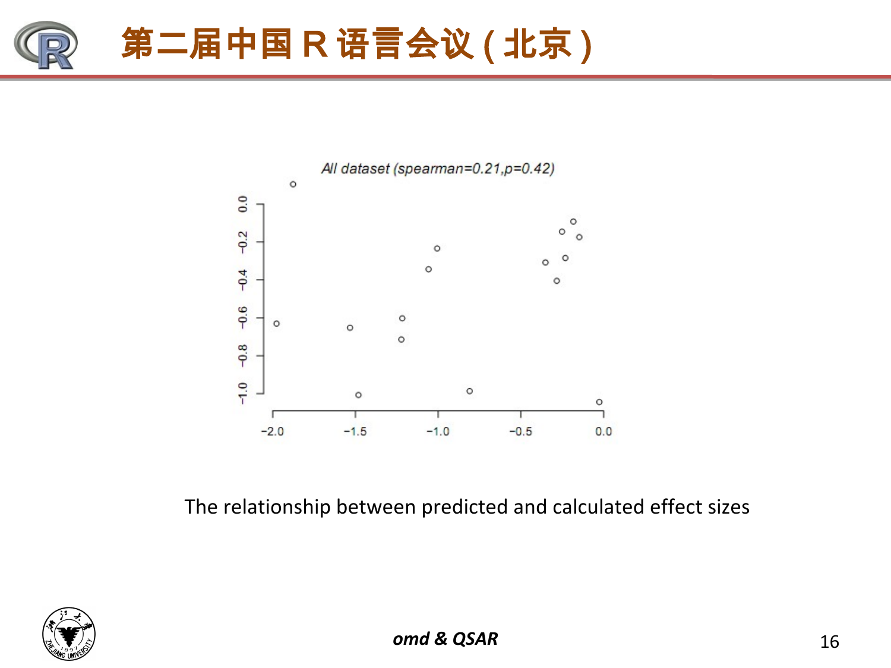# 第二届中国 R 语言会议 ( 北京 )

All dataset (spearman=0.21,p=0.42)

The relationship between predicted and calculated effect sizes

***omd & QSAR***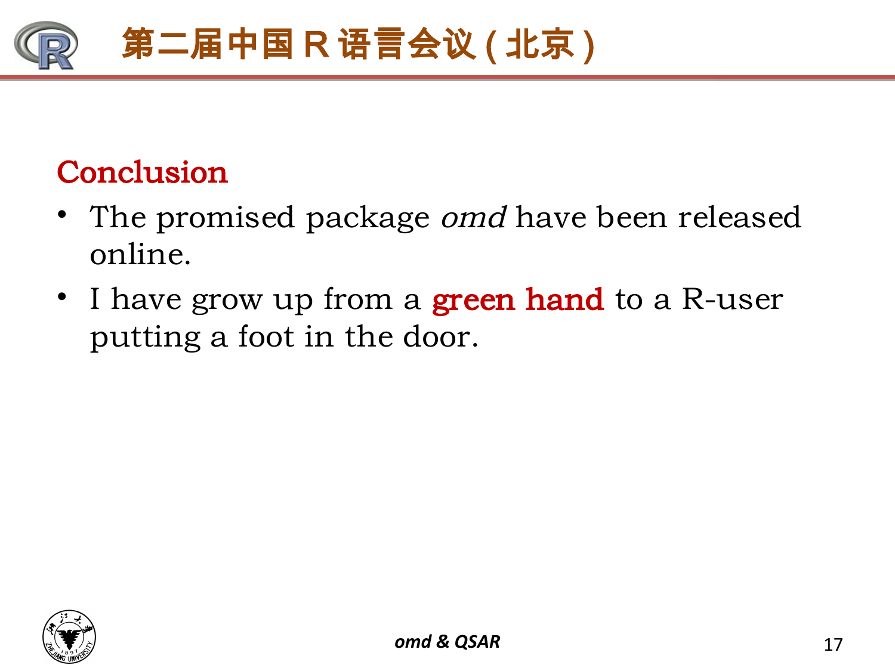## Conclusion

- The promised package *omd* have been released online.
- I have grow up from a **green hand** to a R-user putting a foot in the door.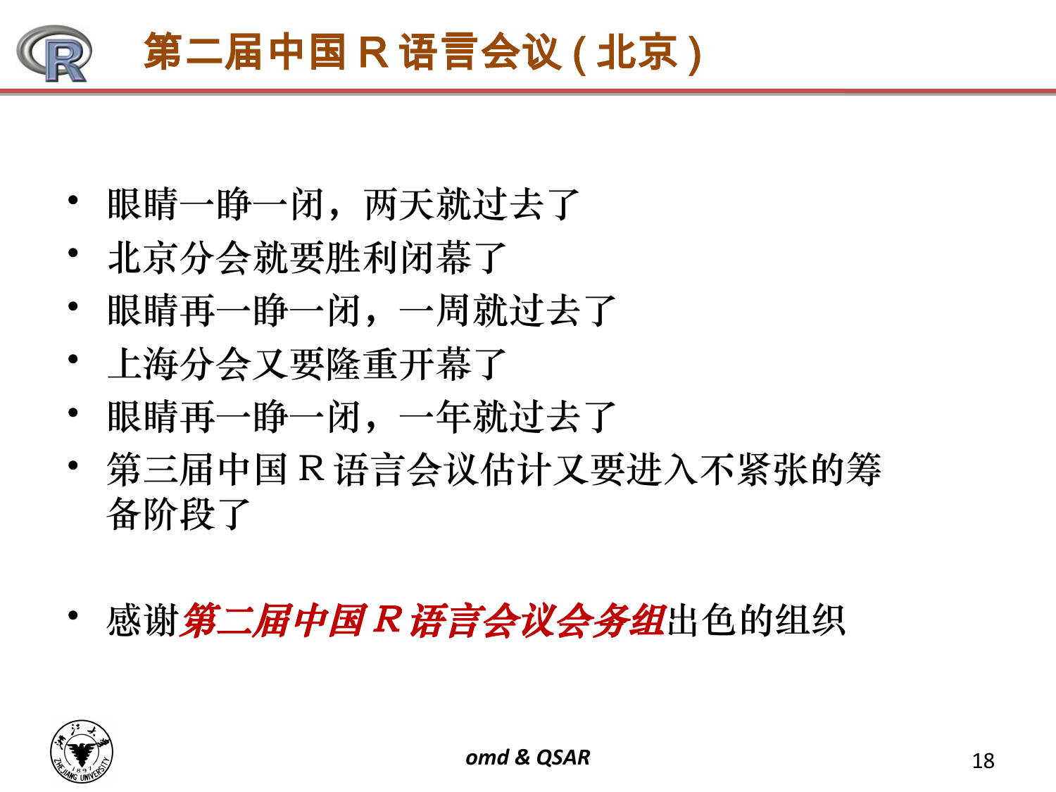# 第二届中国 R 语言会议 ( 北京 )

- 眼睛一睁一闭，两天就过去了
- 北京分会就要胜利闭幕了
- 眼睛再一睁一闭，一周就过去了
- 上海分会又要隆重开幕了
- 眼睛再一睁一闭，一年就过去了
- 第三届中国 R 语言会议估计又要进入不紧张的筹备阶段了

- 感谢***第二届中国 R 语言会议会务组***出色的组织

*omd & QSAR*